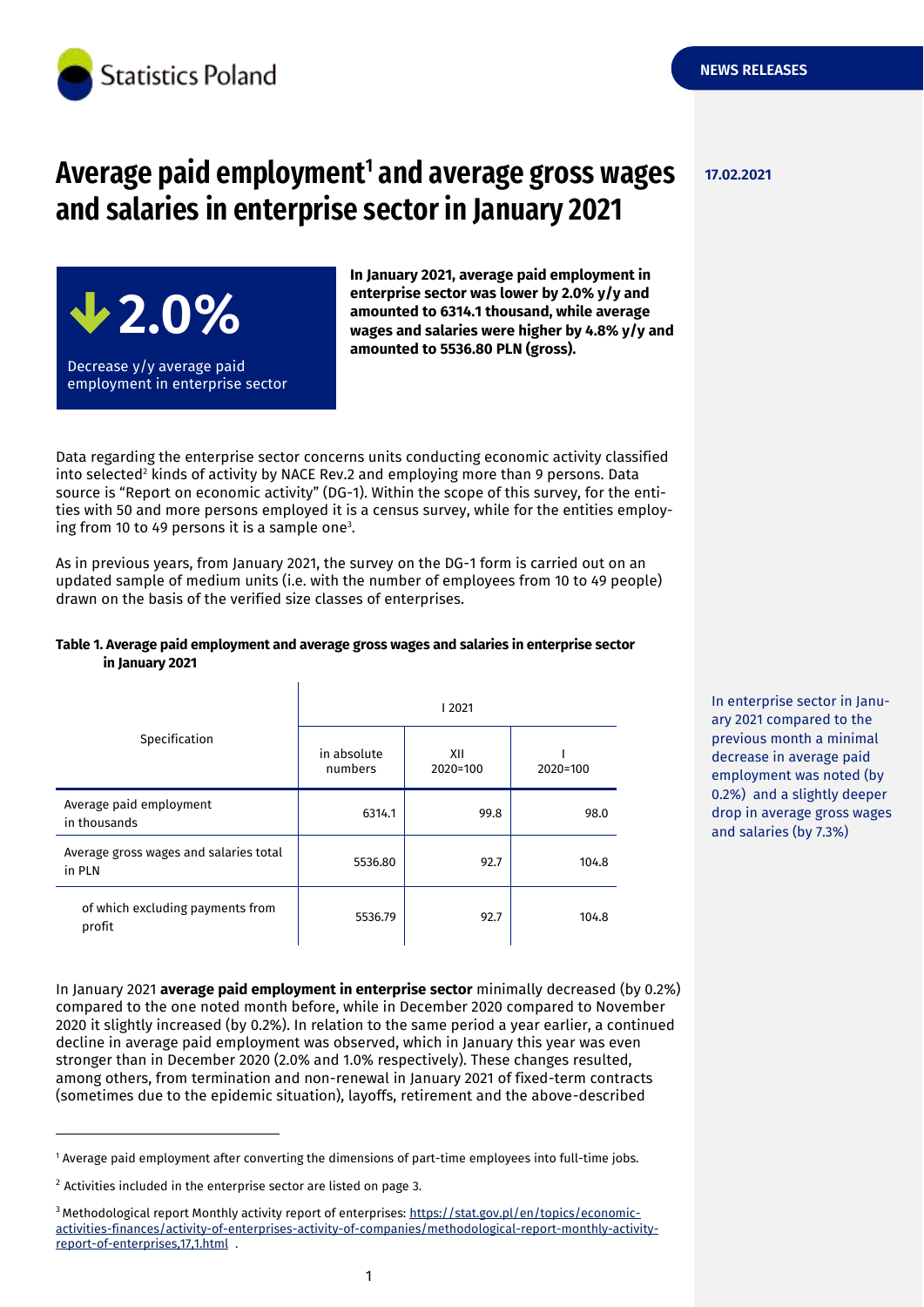Statistics Poland

NEWS RELEASES

17.02.2021

# Average paid employment[1] and average gross wages and salaries in enterprise sector in January 2021

**↓2.0%**

Decrease y/y average paid employment in enterprise sector

**In January 2021, average paid employment in enterprise sector was lower by 2.0% y/y and amounted to 6314.1 thousand, while average wages and salaries were higher by 4.8% y/y and amounted to 5536.80 PLN (gross).**

Data regarding the enterprise sector concerns units conducting economic activity classified into selected[2] kinds of activity by NACE Rev.2 and employing more than 9 persons. Data source is "Report on economic activity" (DG-1). Within the scope of this survey, for the entities with 50 and more persons employed it is a census survey, while for the entities employing from 10 to 49 persons it is a sample one[3].

As in previous years, from January 2021, the survey on the DG-1 form is carried out on an updated sample of medium units (i.e. with the number of employees from 10 to 49 people) drawn on the basis of the verified size classes of enterprises.

**Table 1. Average paid employment and average gross wages and salaries in enterprise sector in January 2021**

| Specification | I 2021 | | |
|---|---|---|---|
| | in absolute numbers | XII 2020=100 | I 2020=100 |
| Average paid employment in thousands | 6314.1 | 99.8 | 98.0 |
| Average gross wages and salaries total in PLN | 5536.80 | 92.7 | 104.8 |
| of which excluding payments from profit | 5536.79 | 92.7 | 104.8 |

In enterprise sector in January 2021 compared to the previous month a minimal decrease in average paid employment was noted (by 0.2%) and a slightly deeper drop in average gross wages and salaries (by 7.3%)

In January 2021 **average paid employment in enterprise sector** minimally decreased (by 0.2%) compared to the one noted month before, while in December 2020 compared to November 2020 it slightly increased (by 0.2%). In relation to the same period a year earlier, a continued decline in average paid employment was observed, which in January this year was even stronger than in December 2020 (2.0% and 1.0% respectively). These changes resulted, among others, from termination and non-renewal in January 2021 of fixed-term contracts (sometimes due to the epidemic situation), layoffs, retirement and the above-described

[1] Average paid employment after converting the dimensions of part-time employees into full-time jobs.

[2] Activities included in the enterprise sector are listed on page 3.

[3] Methodological report Monthly activity report of enterprises: https://stat.gov.pl/en/topics/economic-activities-finances/activity-of-enterprises-activity-of-companies/methodological-report-monthly-activity-report-of-enterprises,17,1.html .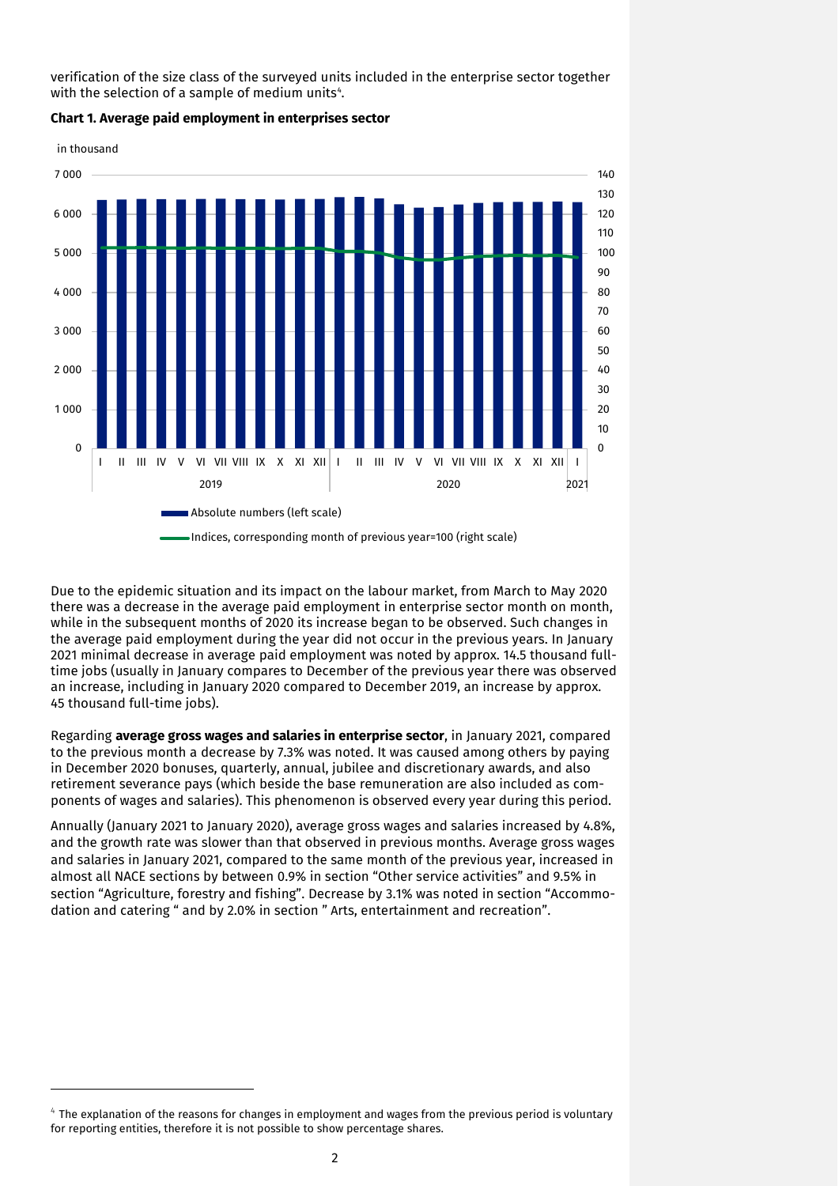verification of the size class of the surveyed units included in the enterprise sector together with the selection of a sample of medium units[4].

**Chart 1. Average paid employment in enterprises sector**

Due to the epidemic situation and its impact on the labour market, from March to May 2020 there was a decrease in the average paid employment in enterprise sector month on month, while in the subsequent months of 2020 its increase began to be observed. Such changes in the average paid employment during the year did not occur in the previous years. In January 2021 minimal decrease in average paid employment was noted by approx. 14.5 thousand full-time jobs (usually in January compares to December of the previous year there was observed an increase, including in January 2020 compared to December 2019, an increase by approx. 45 thousand full-time jobs).

Regarding **average gross wages and salaries in enterprise sector**, in January 2021, compared to the previous month a decrease by 7.3% was noted. It was caused among others by paying in December 2020 bonuses, quarterly, annual, jubilee and discretionary awards, and also retirement severance pays (which beside the base remuneration are also included as components of wages and salaries). This phenomenon is observed every year during this period.

Annually (January 2021 to January 2020), average gross wages and salaries increased by 4.8%, and the growth rate was slower than that observed in previous months. Average gross wages and salaries in January 2021, compared to the same month of the previous year, increased in almost all NACE sections by between 0.9% in section "Other service activities" and 9.5% in section "Agriculture, forestry and fishing". Decrease by 3.1% was noted in section "Accommodation and catering " and by 2.0% in section " Arts, entertainment and recreation".

---

[4] The explanation of the reasons for changes in employment and wages from the previous period is voluntary for reporting entities, therefore it is not possible to show percentage shares.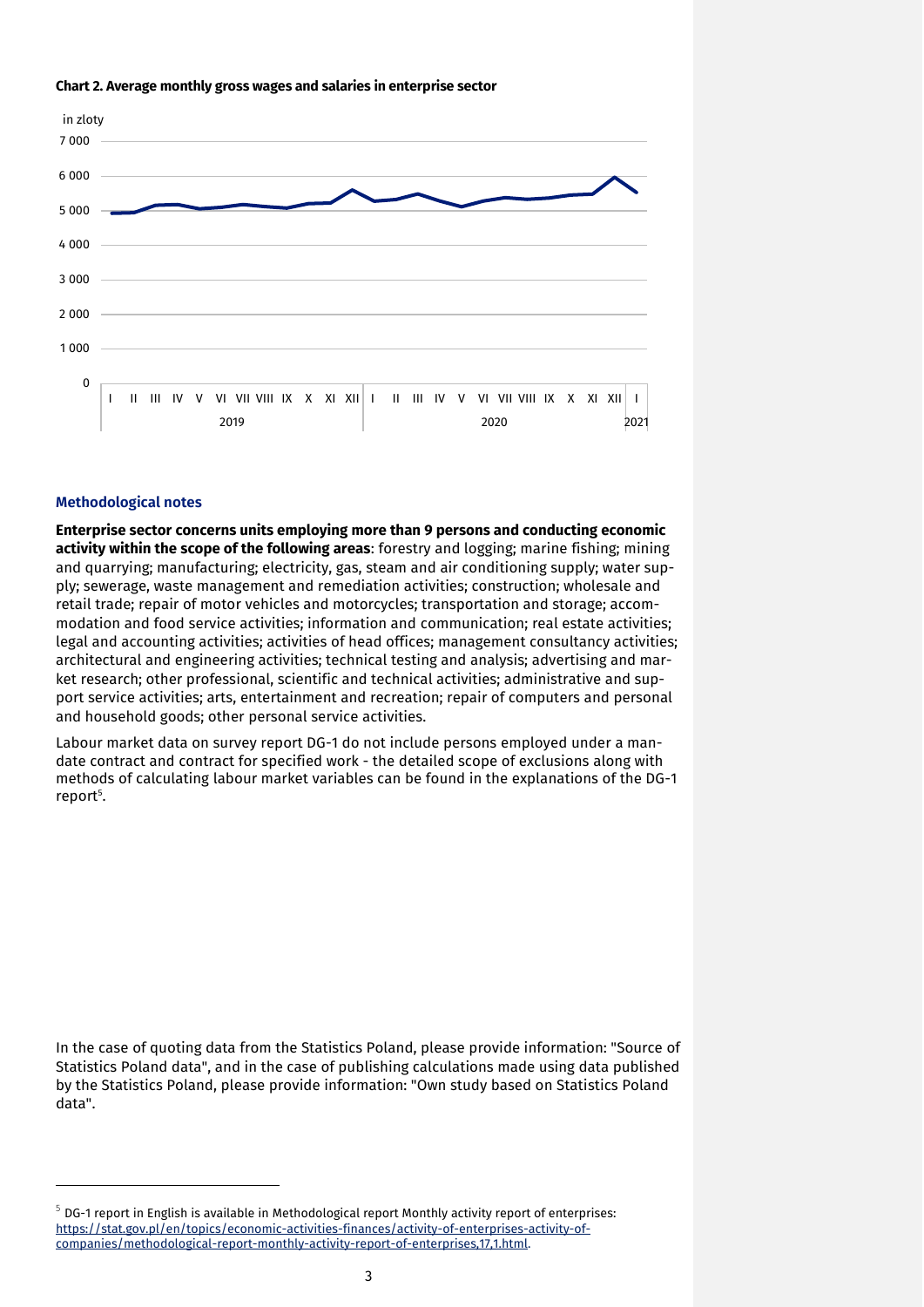**Chart 2. Average monthly gross wages and salaries in enterprise sector**

### Methodological notes

**Enterprise sector concerns units employing more than 9 persons and conducting economic activity within the scope of the following areas**: forestry and logging; marine fishing; mining and quarrying; manufacturing; electricity, gas, steam and air conditioning supply; water supply; sewerage, waste management and remediation activities; construction; wholesale and retail trade; repair of motor vehicles and motorcycles; transportation and storage; accommodation and food service activities; information and communication; real estate activities; legal and accounting activities; activities of head offices; management consultancy activities; architectural and engineering activities; technical testing and analysis; advertising and market research; other professional, scientific and technical activities; administrative and support service activities; arts, entertainment and recreation; repair of computers and personal and household goods; other personal service activities.

Labour market data on survey report DG-1 do not include persons employed under a mandate contract and contract for specified work - the detailed scope of exclusions along with methods of calculating labour market variables can be found in the explanations of the DG-1 report[5].

In the case of quoting data from the Statistics Poland, please provide information: "Source of Statistics Poland data", and in the case of publishing calculations made using data published by the Statistics Poland, please provide information: "Own study based on Statistics Poland data".

---

[5] DG-1 report in English is available in Methodological report Monthly activity report of enterprises: https://stat.gov.pl/en/topics/economic-activities-finances/activity-of-enterprises-activity-of-companies/methodological-report-monthly-activity-report-of-enterprises,17,1.html.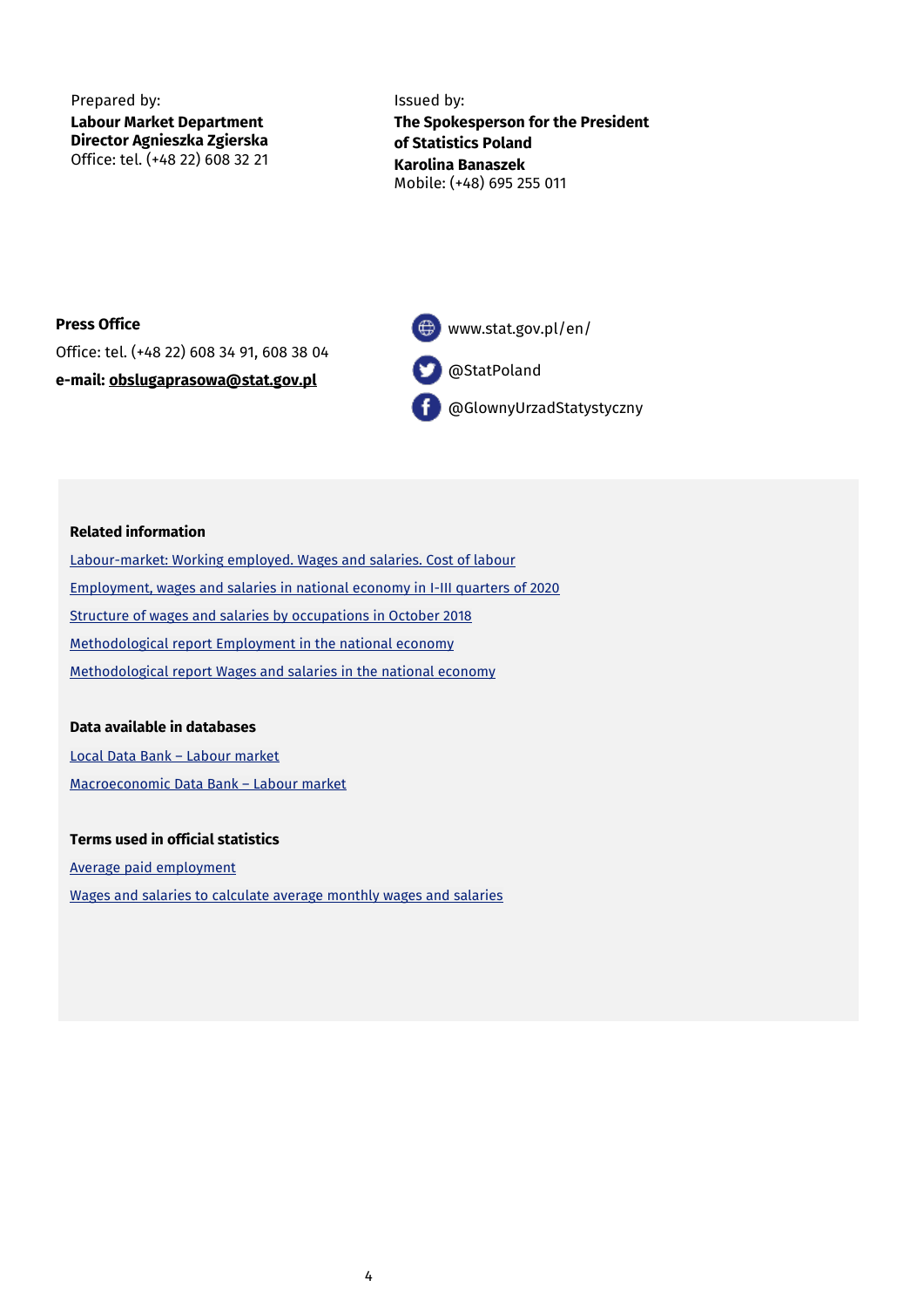Prepared by:
**Labour Market Department**
**Director Agnieszka Zgierska**
Office: tel. (+48 22) 608 32 21

Issued by:
**The Spokesperson for the President of Statistics Poland**
**Karolina Banaszek**
Mobile: (+48) 695 255 011

**Press Office**
Office: tel. (+48 22) 608 34 91, 608 38 04
**e-mail: obslugaprasowa@stat.gov.pl**

www.stat.gov.pl/en/
@StatPoland
@GlownyUrzadStatystyczny

**Related information**

Labour-market: Working employed. Wages and salaries. Cost of labour

Employment, wages and salaries in national economy in I-III quarters of 2020

Structure of wages and salaries by occupations in October 2018

Methodological report Employment in the national economy

Methodological report Wages and salaries in the national economy

**Data available in databases**

Local Data Bank – Labour market

Macroeconomic Data Bank – Labour market

**Terms used in official statistics**

Average paid employment

Wages and salaries to calculate average monthly wages and salaries